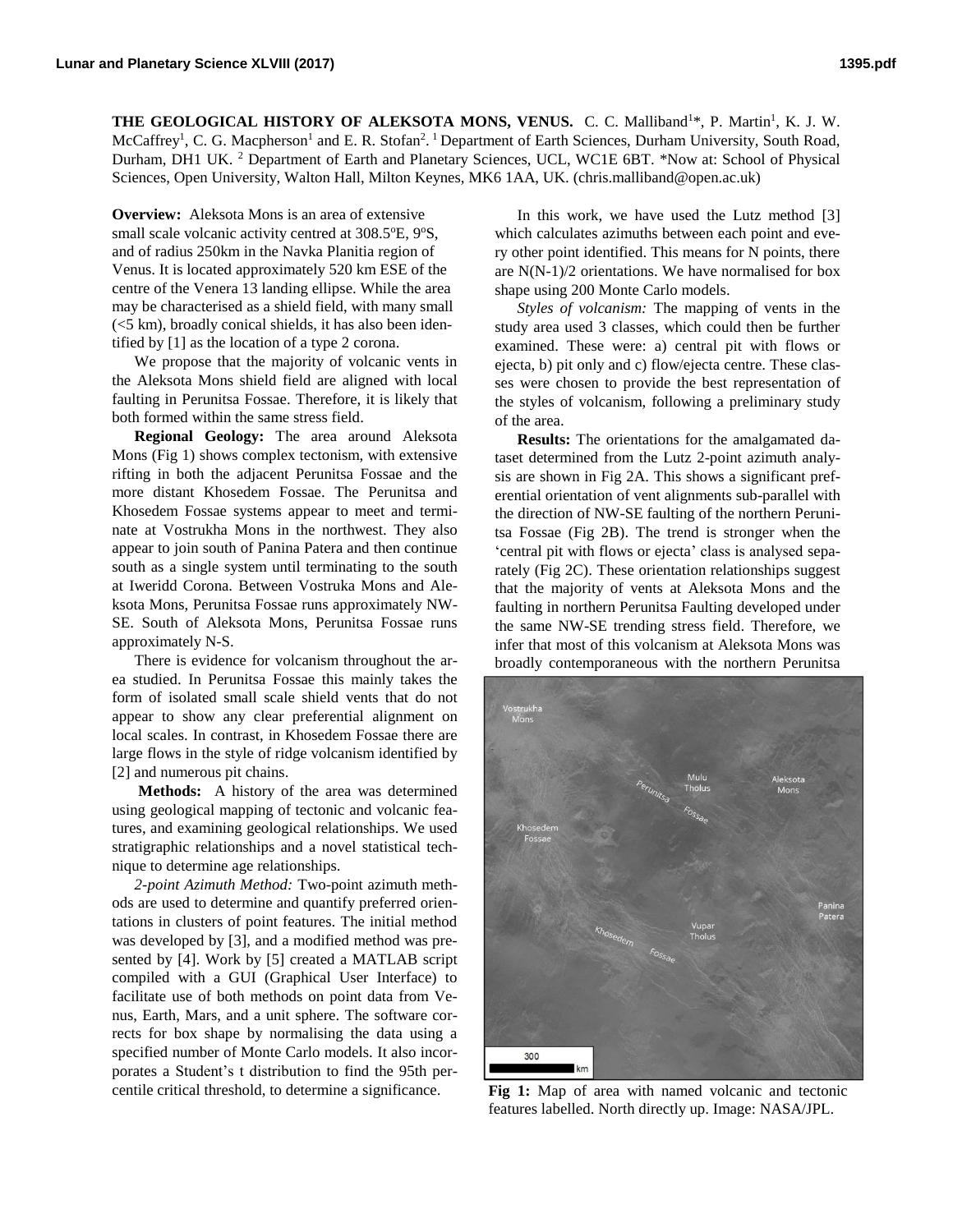# THE GEOLOGICAL HISTORY OF ALEKSOTA MONS, VENUS.

C. C. Malliband[1]*, P. Martin[1], K. J. W. McCaffrey[1], C. G. Macpherson[1] and E. R. Stofan[2]. [1] Department of Earth Sciences, Durham University, South Road, Durham, DH1 UK. [2] Department of Earth and Planetary Sciences, UCL, WC1E 6BT. *Now at: School of Physical Sciences, Open University, Walton Hall, Milton Keynes, MK6 1AA, UK. (chris.malliband@open.ac.uk)

**Overview:** Aleksota Mons is an area of extensive small scale volcanic activity centred at 308.5ºE, 9ºS, and of radius 250km in the Navka Planitia region of Venus. It is located approximately 520 km ESE of the centre of the Venera 13 landing ellipse. While the area may be characterised as a shield field, with many small (<5 km), broadly conical shields, it has also been identified by [1] as the location of a type 2 corona.

We propose that the majority of volcanic vents in the Aleksota Mons shield field are aligned with local faulting in Perunitsa Fossae. Therefore, it is likely that both formed within the same stress field.

**Regional Geology:** The area around Aleksota Mons (Fig 1) shows complex tectonism, with extensive rifting in both the adjacent Perunitsa Fossae and the more distant Khosedem Fossae. The Perunitsa and Khosedem Fossae systems appear to meet and terminate at Vostrukha Mons in the northwest. They also appear to join south of Panina Patera and then continue south as a single system until terminating to the south at Iweridd Corona. Between Vostruka Mons and Aleksota Mons, Perunitsa Fossae runs approximately NW-SE. South of Aleksota Mons, Perunitsa Fossae runs approximately N-S.

There is evidence for volcanism throughout the area studied. In Perunitsa Fossae this mainly takes the form of isolated small scale shield vents that do not appear to show any clear preferential alignment on local scales. In contrast, in Khosedem Fossae there are large flows in the style of ridge volcanism identified by [2] and numerous pit chains.

**Methods:** A history of the area was determined using geological mapping of tectonic and volcanic features, and examining geological relationships. We used stratigraphic relationships and a novel statistical technique to determine age relationships.

*2-point Azimuth Method:* Two-point azimuth methods are used to determine and quantify preferred orientations in clusters of point features. The initial method was developed by [3], and a modified method was presented by [4]. Work by [5] created a MATLAB script compiled with a GUI (Graphical User Interface) to facilitate use of both methods on point data from Venus, Earth, Mars, and a unit sphere. The software corrects for box shape by normalising the data using a specified number of Monte Carlo models. It also incorporates a Student's t distribution to find the 95th percentile critical threshold, to determine a significance.

In this work, we have used the Lutz method [3] which calculates azimuths between each point and every other point identified. This means for N points, there are $N(N-1)/2$ orientations. We have normalised for box shape using 200 Monte Carlo models.

*Styles of volcanism:* The mapping of vents in the study area used 3 classes, which could then be further examined. These were: a) central pit with flows or ejecta, b) pit only and c) flow/ejecta centre. These classes were chosen to provide the best representation of the styles of volcanism, following a preliminary study of the area.

**Results:** The orientations for the amalgamated dataset determined from the Lutz 2-point azimuth analysis are shown in Fig 2A. This shows a significant preferential orientation of vent alignments sub-parallel with the direction of NW-SE faulting of the northern Perunitsa Fossae (Fig 2B). The trend is stronger when the 'central pit with flows or ejecta' class is analysed separately (Fig 2C). These orientation relationships suggest that the majority of vents at Aleksota Mons and the faulting in northern Perunitsa Faulting developed under the same NW-SE trending stress field. Therefore, we infer that most of this volcanism at Aleksota Mons was broadly contemporaneous with the northern Perunitsa

**Fig 1:** Map of area with named volcanic and tectonic features labelled. North directly up. Image: NASA/JPL.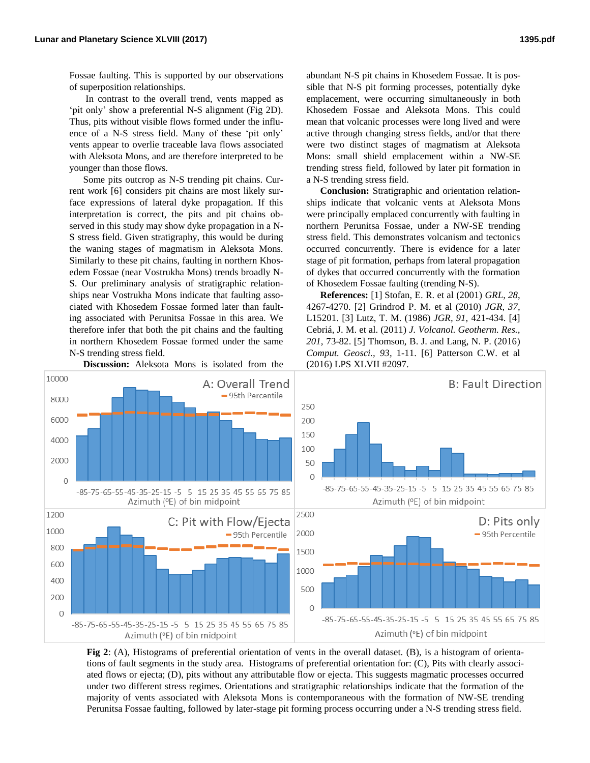Fossae faulting. This is supported by our observations of superposition relationships.

In contrast to the overall trend, vents mapped as 'pit only' show a preferential N-S alignment (Fig 2D). Thus, pits without visible flows formed under the influence of a N-S stress field. Many of these 'pit only' vents appear to overlie traceable lava flows associated with Aleksota Mons, and are therefore interpreted to be younger than those flows.

Some pits outcrop as N-S trending pit chains. Current work [6] considers pit chains are most likely surface expressions of lateral dyke propagation. If this interpretation is correct, the pits and pit chains observed in this study may show dyke propagation in a N-S stress field. Given stratigraphy, this would be during the waning stages of magmatism in Aleksota Mons. Similarly to these pit chains, faulting in northern Khosedem Fossae (near Vostrukha Mons) trends broadly N-S. Our preliminary analysis of stratigraphic relationships near Vostrukha Mons indicate that faulting associated with Khosedem Fossae formed later than faulting associated with Perunitsa Fossae in this area. We therefore infer that both the pit chains and the faulting in northern Khosedem Fossae formed under the same N-S trending stress field.

**Discussion:** Aleksota Mons is isolated from the abundant N-S pit chains in Khosedem Fossae. It is possible that N-S pit forming processes, potentially dyke emplacement, were occurring simultaneously in both Khosedem Fossae and Aleksota Mons. This could mean that volcanic processes were long lived and were active through changing stress fields, and/or that there were two distinct stages of magmatism at Aleksota Mons: small shield emplacement within a NW-SE trending stress field, followed by later pit formation in a N-S trending stress field.

**Conclusion:** Stratigraphic and orientation relationships indicate that volcanic vents at Aleksota Mons were principally emplaced concurrently with faulting in northern Perunitsa Fossae, under a NW-SE trending stress field. This demonstrates volcanism and tectonics occurred concurrently. There is evidence for a later stage of pit formation, perhaps from lateral propagation of dykes that occurred concurrently with the formation of Khosedem Fossae faulting (trending N-S).

**References:** [1] Stofan, E. R. et al (2001) *GRL, 28,* 4267-4270. [2] Grindrod P. M. et al (2010) *JGR, 37,* L15201. [3] Lutz, T. M. (1986) *JGR, 91,* 421-434. [4] Cebriá, J. M. et al. (2011) *J. Volcanol. Geotherm. Res., 201,* 73-82. [5] Thomson, B. J. and Lang, N. P. (2016) *Comput. Geosci., 93,* 1-11. [6] Patterson C.W. et al (2016) LPS XLVII #2097.

A: Overall Trend
95th Percentile
10000
8000
6000
4000
2000
0
-85 -75 -65 -55 -45 -35 -25 -15 -5 5 15 25 35 45 55 65 75 85
Azimuth (ºE) of bin midpoint

B: Fault Direction
250
200
150
100
50
0
-85 -75 -65 -55 -45 -35 -25 -15 -5 5 15 25 35 45 55 65 75 85
Azimuth (ºE) of bin midpoint

C: Pit with Flow/Ejecta
95th Percentile
1200
1000
800
600
400
200
0
-85 -75 -65 -55 -45 -35 -25 -15 -5 5 15 25 35 45 55 65 75 85
Azimuth (ºE) of bin midpoint

D: Pits only
95th Percentile
2500
2000
1500
1000
500
0
-85 -75 -65 -55 -45 -35 -25 -15 -5 5 15 25 35 45 55 65 75 85
Azimuth (ºE) of bin midpoint

**Fig 2**: (A), Histograms of preferential orientation of vents in the overall dataset. (B), is a histogram of orientations of fault segments in the study area. Histograms of preferential orientation for: (C), Pits with clearly associated flows or ejecta; (D), pits without any attributable flow or ejecta. This suggests magmatic processes occurred under two different stress regimes. Orientations and stratigraphic relationships indicate that the formation of the majority of vents associated with Aleksota Mons is contemporaneous with the formation of NW-SE trending Perunitsa Fossae faulting, followed by later-stage pit forming process occurring under a N-S trending stress field.